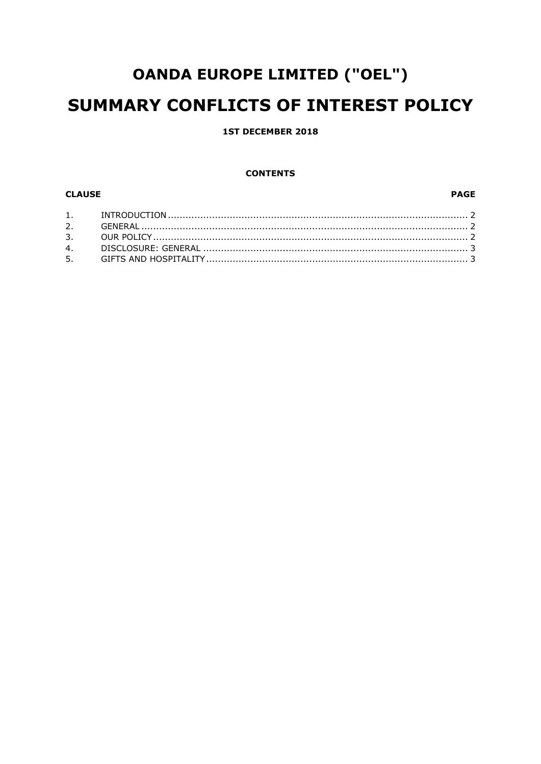# OANDA EUROPE LIMITED ("OEL")

# SUMMARY CONFLICTS OF INTEREST POLICY

**1ST DECEMBER 2018**

**CONTENTS**

| CLAUSE | | PAGE |
|---|---|---|
| 1. | INTRODUCTION | 2 |
| 2. | GENERAL | 2 |
| 3. | OUR POLICY | 2 |
| 4. | DISCLOSURE: GENERAL | 3 |
| 5. | GIFTS AND HOSPITALITY | 3 |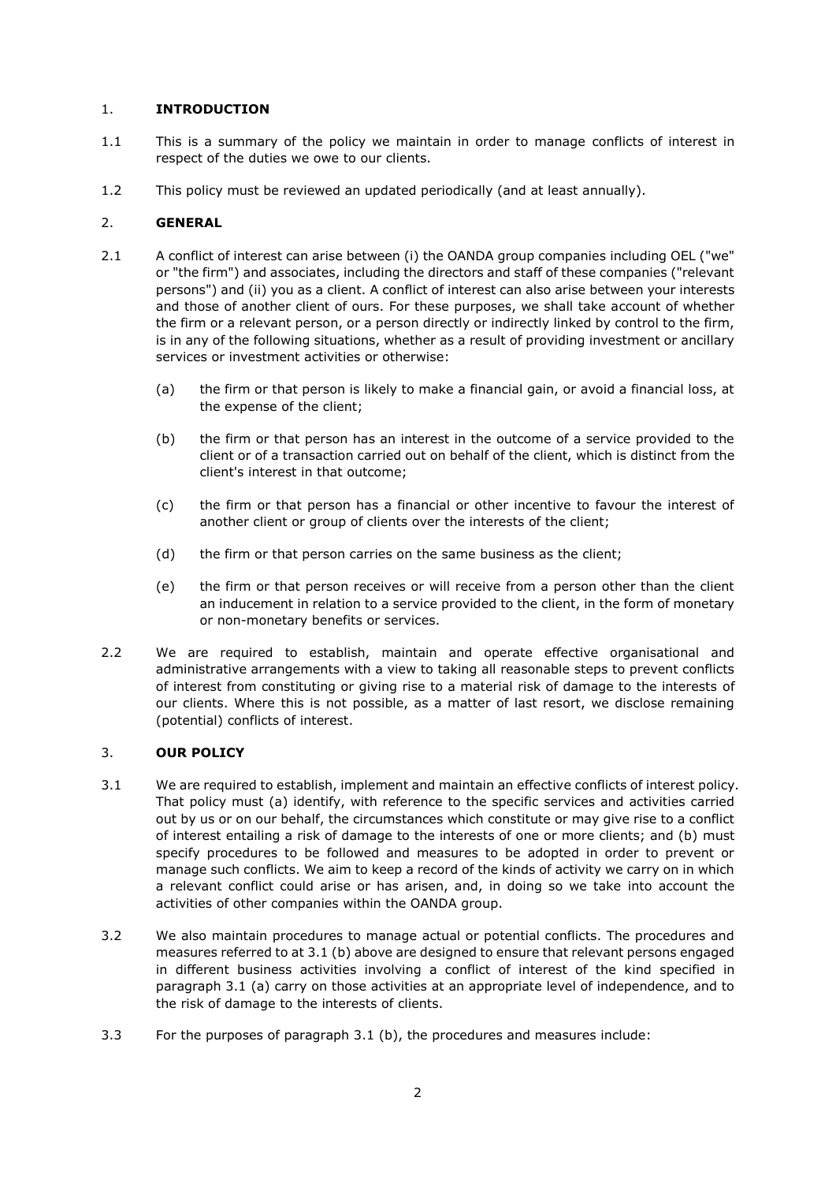## 1. INTRODUCTION

1.1 This is a summary of the policy we maintain in order to manage conflicts of interest in respect of the duties we owe to our clients.

1.2 This policy must be reviewed an updated periodically (and at least annually).

## 2. GENERAL

2.1 A conflict of interest can arise between (i) the OANDA group companies including OEL ("we" or "the firm") and associates, including the directors and staff of these companies ("relevant persons") and (ii) you as a client. A conflict of interest can also arise between your interests and those of another client of ours. For these purposes, we shall take account of whether the firm or a relevant person, or a person directly or indirectly linked by control to the firm, is in any of the following situations, whether as a result of providing investment or ancillary services or investment activities or otherwise:

- (a) the firm or that person is likely to make a financial gain, or avoid a financial loss, at the expense of the client;
- (b) the firm or that person has an interest in the outcome of a service provided to the client or of a transaction carried out on behalf of the client, which is distinct from the client's interest in that outcome;
- (c) the firm or that person has a financial or other incentive to favour the interest of another client or group of clients over the interests of the client;
- (d) the firm or that person carries on the same business as the client;
- (e) the firm or that person receives or will receive from a person other than the client an inducement in relation to a service provided to the client, in the form of monetary or non-monetary benefits or services.

2.2 We are required to establish, maintain and operate effective organisational and administrative arrangements with a view to taking all reasonable steps to prevent conflicts of interest from constituting or giving rise to a material risk of damage to the interests of our clients. Where this is not possible, as a matter of last resort, we disclose remaining (potential) conflicts of interest.

## 3. OUR POLICY

3.1 We are required to establish, implement and maintain an effective conflicts of interest policy. That policy must (a) identify, with reference to the specific services and activities carried out by us or on our behalf, the circumstances which constitute or may give rise to a conflict of interest entailing a risk of damage to the interests of one or more clients; and (b) must specify procedures to be followed and measures to be adopted in order to prevent or manage such conflicts. We aim to keep a record of the kinds of activity we carry on in which a relevant conflict could arise or has arisen, and, in doing so we take into account the activities of other companies within the OANDA group.

3.2 We also maintain procedures to manage actual or potential conflicts. The procedures and measures referred to at 3.1 (b) above are designed to ensure that relevant persons engaged in different business activities involving a conflict of interest of the kind specified in paragraph 3.1 (a) carry on those activities at an appropriate level of independence, and to the risk of damage to the interests of clients.

3.3 For the purposes of paragraph 3.1 (b), the procedures and measures include: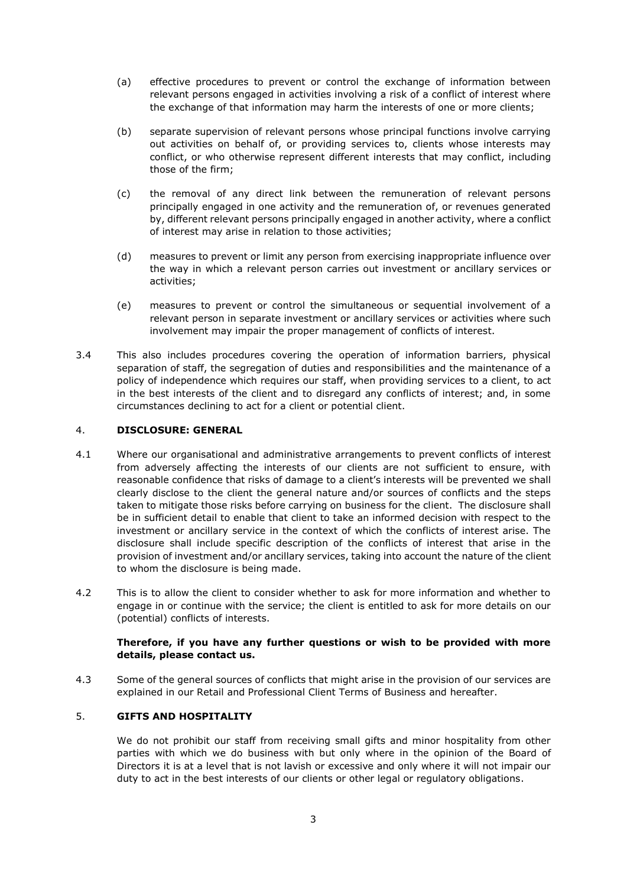(a) effective procedures to prevent or control the exchange of information between relevant persons engaged in activities involving a risk of a conflict of interest where the exchange of that information may harm the interests of one or more clients;

(b) separate supervision of relevant persons whose principal functions involve carrying out activities on behalf of, or providing services to, clients whose interests may conflict, or who otherwise represent different interests that may conflict, including those of the firm;

(c) the removal of any direct link between the remuneration of relevant persons principally engaged in one activity and the remuneration of, or revenues generated by, different relevant persons principally engaged in another activity, where a conflict of interest may arise in relation to those activities;

(d) measures to prevent or limit any person from exercising inappropriate influence over the way in which a relevant person carries out investment or ancillary services or activities;

(e) measures to prevent or control the simultaneous or sequential involvement of a relevant person in separate investment or ancillary services or activities where such involvement may impair the proper management of conflicts of interest.

3.4 This also includes procedures covering the operation of information barriers, physical separation of staff, the segregation of duties and responsibilities and the maintenance of a policy of independence which requires our staff, when providing services to a client, to act in the best interests of the client and to disregard any conflicts of interest; and, in some circumstances declining to act for a client or potential client.

## 4. DISCLOSURE: GENERAL

4.1 Where our organisational and administrative arrangements to prevent conflicts of interest from adversely affecting the interests of our clients are not sufficient to ensure, with reasonable confidence that risks of damage to a client's interests will be prevented we shall clearly disclose to the client the general nature and/or sources of conflicts and the steps taken to mitigate those risks before carrying on business for the client. The disclosure shall be in sufficient detail to enable that client to take an informed decision with respect to the investment or ancillary service in the context of which the conflicts of interest arise. The disclosure shall include specific description of the conflicts of interest that arise in the provision of investment and/or ancillary services, taking into account the nature of the client to whom the disclosure is being made.

4.2 This is to allow the client to consider whether to ask for more information and whether to engage in or continue with the service; the client is entitled to ask for more details on our (potential) conflicts of interests.

**Therefore, if you have any further questions or wish to be provided with more details, please contact us.**

4.3 Some of the general sources of conflicts that might arise in the provision of our services are explained in our Retail and Professional Client Terms of Business and hereafter.

## 5. GIFTS AND HOSPITALITY

We do not prohibit our staff from receiving small gifts and minor hospitality from other parties with which we do business with but only where in the opinion of the Board of Directors it is at a level that is not lavish or excessive and only where it will not impair our duty to act in the best interests of our clients or other legal or regulatory obligations.